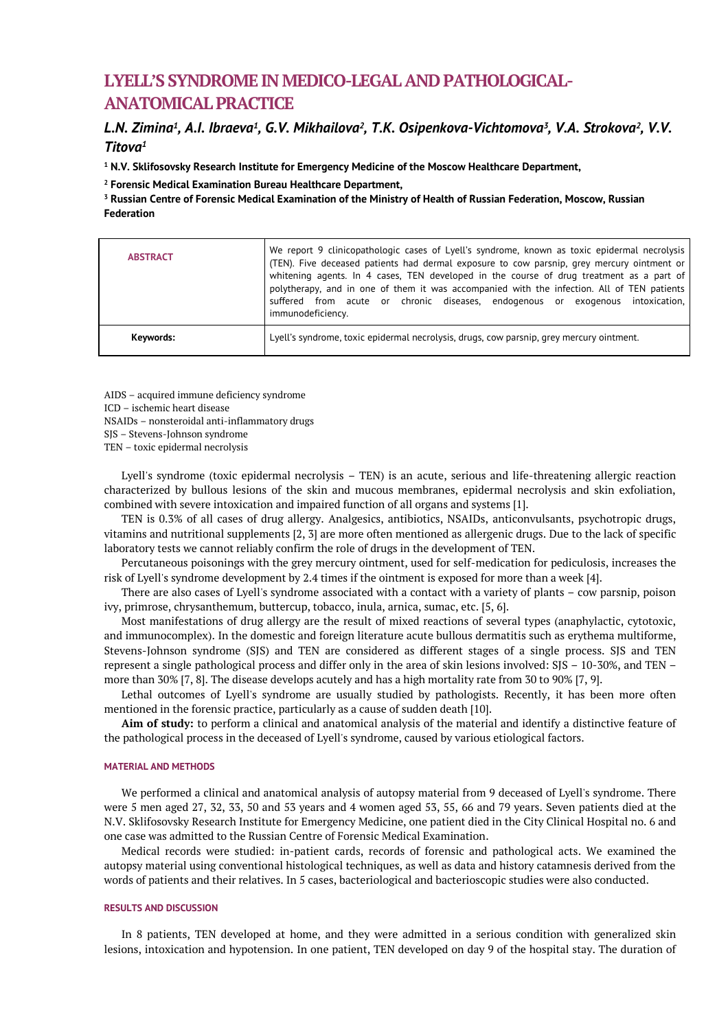# LYELL'S SYNDROME IN MEDICO-LEGAL AND PATHOLOGICAL-ANATOMICAL PRACTICE

***L.N. Zimina[1], A.I. Ibraeva[1], G.V. Mikhailova[2], T.K. Osipenkova-Vichtomova[3], V.A. Strokova[2], V.V. Titova[1]***

**[1] N.V. Sklifosovsky Research Institute for Emergency Medicine of the Moscow Healthcare Department,**

**[2] Forensic Medical Examination Bureau Healthcare Department,**

**[3] Russian Centre of Forensic Medical Examination of the Ministry of Health of Russian Federation, Moscow, Russian Federation**

| | |
|---|---|
| **ABSTRACT** | We report 9 clinicopathologic cases of Lyell's syndrome, known as toxic epidermal necrolysis (TEN). Five deceased patients had dermal exposure to cow parsnip, grey mercury ointment or whitening agents. In 4 cases, TEN developed in the course of drug treatment as a part of polytherapy, and in one of them it was accompanied with the infection. All of TEN patients suffered from acute or chronic diseases, endogenous or exogenous intoxication, immunodeficiency. |
| **Keywords:** | Lyell's syndrome, toxic epidermal necrolysis, drugs, cow parsnip, grey mercury ointment. |

AIDS – acquired immune deficiency syndrome
ICD – ischemic heart disease
NSAIDs – nonsteroidal anti-inflammatory drugs
SJS – Stevens-Johnson syndrome
TEN – toxic epidermal necrolysis

Lyell's syndrome (toxic epidermal necrolysis – TEN) is an acute, serious and life-threatening allergic reaction characterized by bullous lesions of the skin and mucous membranes, epidermal necrolysis and skin exfoliation, combined with severe intoxication and impaired function of all organs and systems [1].

TEN is 0.3% of all cases of drug allergy. Analgesics, antibiotics, NSAIDs, anticonvulsants, psychotropic drugs, vitamins and nutritional supplements [2, 3] are more often mentioned as allergenic drugs. Due to the lack of specific laboratory tests we cannot reliably confirm the role of drugs in the development of TEN.

Percutaneous poisonings with the grey mercury ointment, used for self-medication for pediculosis, increases the risk of Lyell's syndrome development by 2.4 times if the ointment is exposed for more than a week [4].

There are also cases of Lyell's syndrome associated with a contact with a variety of plants – cow parsnip, poison ivy, primrose, chrysanthemum, buttercup, tobacco, inula, arnica, sumac, etc. [5, 6].

Most manifestations of drug allergy are the result of mixed reactions of several types (anaphylactic, cytotoxic, and immunocomplex). In the domestic and foreign literature acute bullous dermatitis such as erythema multiforme, Stevens-Johnson syndrome (SJS) and TEN are considered as different stages of a single process. SJS and TEN represent a single pathological process and differ only in the area of skin lesions involved: SJS – 10-30%, and TEN – more than 30% [7, 8]. The disease develops acutely and has a high mortality rate from 30 to 90% [7, 9].

Lethal outcomes of Lyell's syndrome are usually studied by pathologists. Recently, it has been more often mentioned in the forensic practice, particularly as a cause of sudden death [10].

**Aim of study:** to perform a clinical and anatomical analysis of the material and identify a distinctive feature of the pathological process in the deceased of Lyell's syndrome, caused by various etiological factors.

## MATERIAL AND METHODS

We performed a clinical and anatomical analysis of autopsy material from 9 deceased of Lyell's syndrome. There were 5 men aged 27, 32, 33, 50 and 53 years and 4 women aged 53, 55, 66 and 79 years. Seven patients died at the N.V. Sklifosovsky Research Institute for Emergency Medicine, one patient died in the City Clinical Hospital no. 6 and one case was admitted to the Russian Centre of Forensic Medical Examination.

Medical records were studied: in-patient cards, records of forensic and pathological acts. We examined the autopsy material using conventional histological techniques, as well as data and history catamnesis derived from the words of patients and their relatives. In 5 cases, bacteriological and bacterioscopic studies were also conducted.

## RESULTS AND DISCUSSION

In 8 patients, TEN developed at home, and they were admitted in a serious condition with generalized skin lesions, intoxication and hypotension. In one patient, TEN developed on day 9 of the hospital stay. The duration of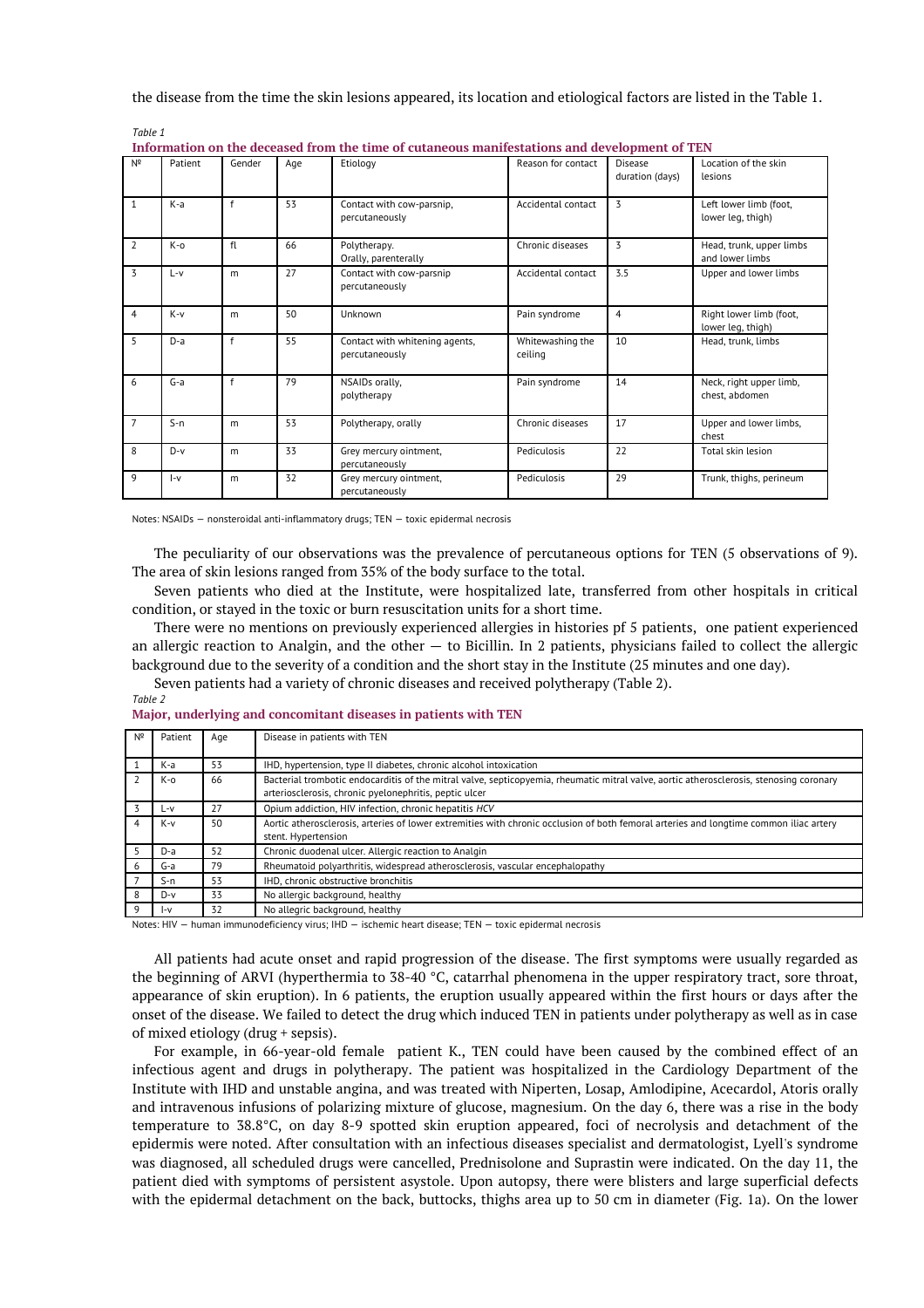the disease from the time the skin lesions appeared, its location and etiological factors are listed in the Table 1.

*Table 1*

**Information on the deceased from the time of cutaneous manifestations and development of TEN**

| № | Patient | Gender | Age | Etiology | Reason for contact | Disease duration (days) | Location of the skin lesions |
|---|---|---|---|---|---|---|---|
| 1 | K-a | f | 53 | Contact with cow-parsnip, percutaneously | Accidental contact | 3 | Left lower limb (foot, lower leg, thigh) |
| 2 | K-o | fl | 66 | Polytherapy. Orally, parenterally | Chronic diseases | 3 | Head, trunk, upper limbs and lower limbs |
| 3 | L-v | m | 27 | Contact with cow-parsnip percutaneously | Accidental contact | 3.5 | Upper and lower limbs |
| 4 | K-v | m | 50 | Unknown | Pain syndrome | 4 | Right lower limb (foot, lower leg, thigh) |
| 5 | D-a | f | 55 | Contact with whitening agents, percutaneously | Whitewashing the ceiling | 10 | Head, trunk, limbs |
| 6 | G-a | f | 79 | NSAIDs orally, polytherapy | Pain syndrome | 14 | Neck, right upper limb, chest, abdomen |
| 7 | S-n | m | 53 | Polytherapy, orally | Chronic diseases | 17 | Upper and lower limbs, chest |
| 8 | D-v | m | 33 | Grey mercury ointment, percutaneously | Pediculosis | 22 | Total skin lesion |
| 9 | I-v | m | 32 | Grey mercury ointment, percutaneously | Pediculosis | 29 | Trunk, thighs, perineum |

Notes: NSAIDs — nonsteroidal anti-inflammatory drugs; TEN — toxic epidermal necrosis

The peculiarity of our observations was the prevalence of percutaneous options for TEN (5 observations of 9). The area of skin lesions ranged from 35% of the body surface to the total.

Seven patients who died at the Institute, were hospitalized late, transferred from other hospitals in critical condition, or stayed in the toxic or burn resuscitation units for a short time.

There were no mentions on previously experienced allergies in histories pf 5 patients, one patient experienced an allergic reaction to Analgin, and the other — to Bicillin. In 2 patients, physicians failed to collect the allergic background due to the severity of a condition and the short stay in the Institute (25 minutes and one day).

Seven patients had a variety of chronic diseases and received polytherapy (Table 2).

*Table 2*

**Major, underlying and concomitant diseases in patients with TEN**

| № | Patient | Age | Disease in patients with TEN |
|---|---|---|---|
| 1 | K-a | 53 | IHD, hypertension, type II diabetes, chronic alcohol intoxication |
| 2 | K-o | 66 | Bacterial trombotic endocarditis of the mitral valve, septicopyemia, rheumatic mitral valve, aortic atherosclerosis, stenosing coronary arteriosclerosis, chronic pyelonephritis, peptic ulcer |
| 3 | L-v | 27 | Opium addiction, HIV infection, chronic hepatitis *HCV* |
| 4 | K-v | 50 | Aortic atherosclerosis, arteries of lower extremities with chronic occlusion of both femoral arteries and longtime common iliac artery stent. Hypertension |
| 5 | D-a | 52 | Chronic duodenal ulcer. Allergic reaction to Analgin |
| 6 | G-a | 79 | Rheumatoid polyarthritis, widespread atherosclerosis, vascular encephalopathy |
| 7 | S-n | 53 | IHD, chronic obstructive bronchitis |
| 8 | D-v | 33 | No allergic background, healthy |
| 9 | I-v | 32 | No allergic background, healthy |

Notes: HIV — human immunodeficiency virus; IHD — ischemic heart disease; TEN — toxic epidermal necrosis

All patients had acute onset and rapid progression of the disease. The first symptoms were usually regarded as the beginning of ARVI (hyperthermia to 38-40 °C, catarrhal phenomena in the upper respiratory tract, sore throat, appearance of skin eruption). In 6 patients, the eruption usually appeared within the first hours or days after the onset of the disease. We failed to detect the drug which induced TEN in patients under polytherapy as well as in case of mixed etiology (drug + sepsis).

For example, in 66-year-old female patient K., TEN could have been caused by the combined effect of an infectious agent and drugs in polytherapy. The patient was hospitalized in the Cardiology Department of the Institute with IHD and unstable angina, and was treated with Niperten, Losap, Amlodipine, Acecardol, Atoris orally and intravenous infusions of polarizing mixture of glucose, magnesium. On the day 6, there was a rise in the body temperature to 38.8°C, on day 8-9 spotted skin eruption appeared, foci of necrolysis and detachment of the epidermis were noted. After consultation with an infectious diseases specialist and dermatologist, Lyell's syndrome was diagnosed, all scheduled drugs were cancelled, Prednisolone and Suprastin were indicated. On the day 11, the patient died with symptoms of persistent asystole. Upon autopsy, there were blisters and large superficial defects with the epidermal detachment on the back, buttocks, thighs area up to 50 cm in diameter (Fig. 1a). On the lower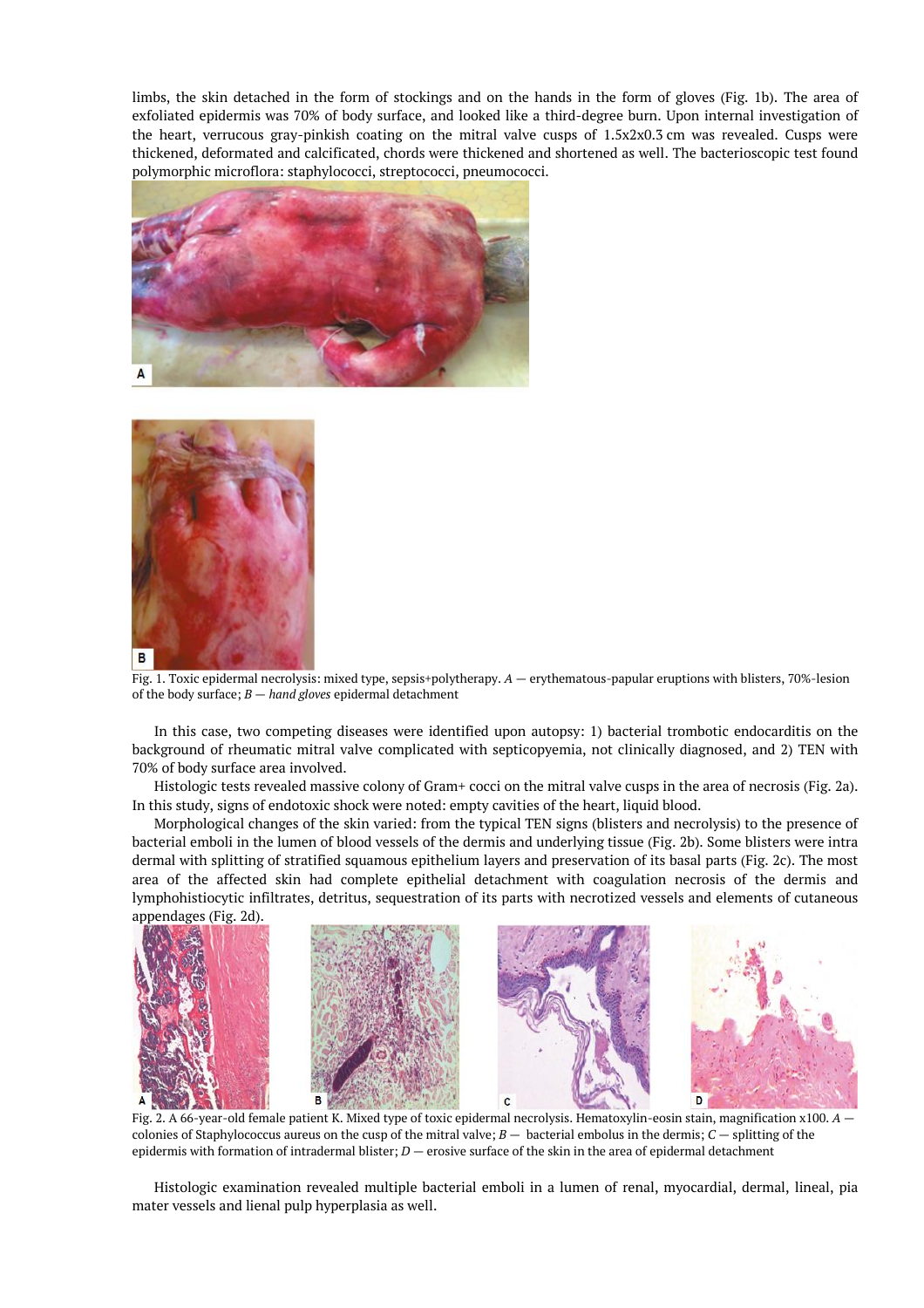limbs, the skin detached in the form of stockings and on the hands in the form of gloves (Fig. 1b). The area of exfoliated epidermis was 70% of body surface, and looked like a third-degree burn. Upon internal investigation of the heart, verrucous gray-pinkish coating on the mitral valve cusps of 1.5x2x0.3 cm was revealed. Cusps were thickened, deformated and calcificated, chords were thickened and shortened as well. The bacterioscopic test found polymorphic microflora: staphylococci, streptococci, pneumococci.

Fig. 1. Toxic epidermal necrolysis: mixed type, sepsis+polytherapy. *A* — erythematous-papular eruptions with blisters, 70%-lesion of the body surface; *B* — *hand gloves* epidermal detachment

In this case, two competing diseases were identified upon autopsy: 1) bacterial trombotic endocarditis on the background of rheumatic mitral valve complicated with septicopyemia, not clinically diagnosed, and 2) TEN with 70% of body surface area involved.

Histologic tests revealed massive colony of Gram+ cocci on the mitral valve cusps in the area of necrosis (Fig. 2a). In this study, signs of endotoxic shock were noted: empty cavities of the heart, liquid blood.

Morphological changes of the skin varied: from the typical TEN signs (blisters and necrolysis) to the presence of bacterial emboli in the lumen of blood vessels of the dermis and underlying tissue (Fig. 2b). Some blisters were intra dermal with splitting of stratified squamous epithelium layers and preservation of its basal parts (Fig. 2c). The most area of the affected skin had complete epithelial detachment with coagulation necrosis of the dermis and lymphohistiocytic infiltrates, detritus, sequestration of its parts with necrotized vessels and elements of cutaneous appendages (Fig. 2d).

Fig. 2. A 66-year-old female patient K. Mixed type of toxic epidermal necrolysis. Hematoxylin-eosin stain, magnification x100. *A* — colonies of Staphylococcus aureus on the cusp of the mitral valve; *B* — bacterial embolus in the dermis; *C* — splitting of the epidermis with formation of intradermal blister; *D* — erosive surface of the skin in the area of epidermal detachment

Histologic examination revealed multiple bacterial emboli in a lumen of renal, myocardial, dermal, lineal, pia mater vessels and lienal pulp hyperplasia as well.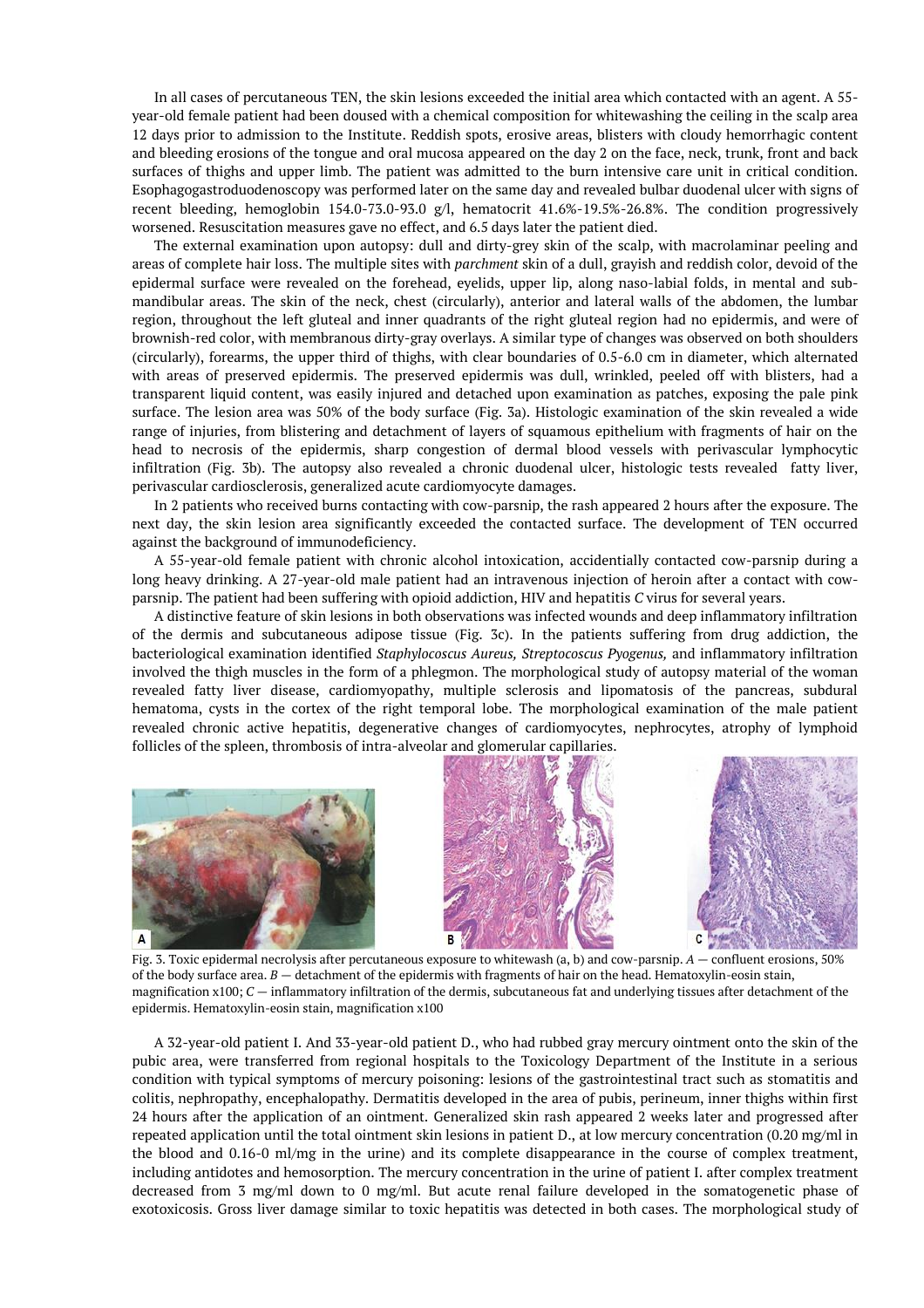In all cases of percutaneous TEN, the skin lesions exceeded the initial area which contacted with an agent. A 55-year-old female patient had been doused with a chemical composition for whitewashing the ceiling in the scalp area 12 days prior to admission to the Institute. Reddish spots, erosive areas, blisters with cloudy hemorrhagic content and bleeding erosions of the tongue and oral mucosa appeared on the day 2 on the face, neck, trunk, front and back surfaces of thighs and upper limb. The patient was admitted to the burn intensive care unit in critical condition. Esophagogastroduodenoscopy was performed later on the same day and revealed bulbar duodenal ulcer with signs of recent bleeding, hemoglobin 154.0-73.0-93.0 g/l, hematocrit 41.6%-19.5%-26.8%. The condition progressively worsened. Resuscitation measures gave no effect, and 6.5 days later the patient died.

The external examination upon autopsy: dull and dirty-grey skin of the scalp, with macrolaminar peeling and areas of complete hair loss. The multiple sites with *parchment* skin of a dull, grayish and reddish color, devoid of the epidermal surface were revealed on the forehead, eyelids, upper lip, along naso-labial folds, in mental and sub-mandibular areas. The skin of the neck, chest (circularly), anterior and lateral walls of the abdomen, the lumbar region, throughout the left gluteal and inner quadrants of the right gluteal region had no epidermis, and were of brownish-red color, with membranous dirty-gray overlays. A similar type of changes was observed on both shoulders (circularly), forearms, the upper third of thighs, with clear boundaries of 0.5-6.0 cm in diameter, which alternated with areas of preserved epidermis. The preserved epidermis was dull, wrinkled, peeled off with blisters, had a transparent liquid content, was easily injured and detached upon examination as patches, exposing the pale pink surface. The lesion area was 50% of the body surface (Fig. 3a). Histologic examination of the skin revealed a wide range of injuries, from blistering and detachment of layers of squamous epithelium with fragments of hair on the head to necrosis of the epidermis, sharp congestion of dermal blood vessels with perivascular lymphocytic infiltration (Fig. 3b). The autopsy also revealed a chronic duodenal ulcer, histologic tests revealed fatty liver, perivascular cardiosclerosis, generalized acute cardiomyocyte damages.

In 2 patients who received burns contacting with cow-parsnip, the rash appeared 2 hours after the exposure. The next day, the skin lesion area significantly exceeded the contacted surface. The development of TEN occurred against the background of immunodeficiency.

A 55-year-old female patient with chronic alcohol intoxication, accidentially contacted cow-parsnip during a long heavy drinking. A 27-year-old male patient had an intravenous injection of heroin after a contact with cow-parsnip. The patient had been suffering with opioid addiction, HIV and hepatitis *C* virus for several years.

A distinctive feature of skin lesions in both observations was infected wounds and deep inflammatory infiltration of the dermis and subcutaneous adipose tissue (Fig. 3c). In the patients suffering from drug addiction, the bacteriological examination identified *Staphylocoscus Aureus, Streptocoscus Pyogenus,* and inflammatory infiltration involved the thigh muscles in the form of a phlegmon. The morphological study of autopsy material of the woman revealed fatty liver disease, cardiomyopathy, multiple sclerosis and lipomatosis of the pancreas, subdural hematoma, cysts in the cortex of the right temporal lobe. The morphological examination of the male patient revealed chronic active hepatitis, degenerative changes of cardiomyocytes, nephrocytes, atrophy of lymphoid follicles of the spleen, thrombosis of intra-alveolar and glomerular capillaries.

Fig. 3. Toxic epidermal necrolysis after percutaneous exposure to whitewash (a, b) and cow-parsnip. *A* — confluent erosions, 50% of the body surface area. *B* — detachment of the epidermis with fragments of hair on the head. Hematoxylin-eosin stain, magnification x100; *C* — inflammatory infiltration of the dermis, subcutaneous fat and underlying tissues after detachment of the epidermis. Hematoxylin-eosin stain, magnification x100

A 32-year-old patient I. And 33-year-old patient D., who had rubbed gray mercury ointment onto the skin of the pubic area, were transferred from regional hospitals to the Toxicology Department of the Institute in a serious condition with typical symptoms of mercury poisoning: lesions of the gastrointestinal tract such as stomatitis and colitis, nephropathy, encephalopathy. Dermatitis developed in the area of pubis, perineum, inner thighs within first 24 hours after the application of an ointment. Generalized skin rash appeared 2 weeks later and progressed after repeated application until the total ointment skin lesions in patient D., at low mercury concentration (0.20 mg/ml in the blood and 0.16-0 ml/mg in the urine) and its complete disappearance in the course of complex treatment, including antidotes and hemosorption. The mercury concentration in the urine of patient I. after complex treatment decreased from 3 mg/ml down to 0 mg/ml. But acute renal failure developed in the somatogenetic phase of exotoxicosis. Gross liver damage similar to toxic hepatitis was detected in both cases. The morphological study of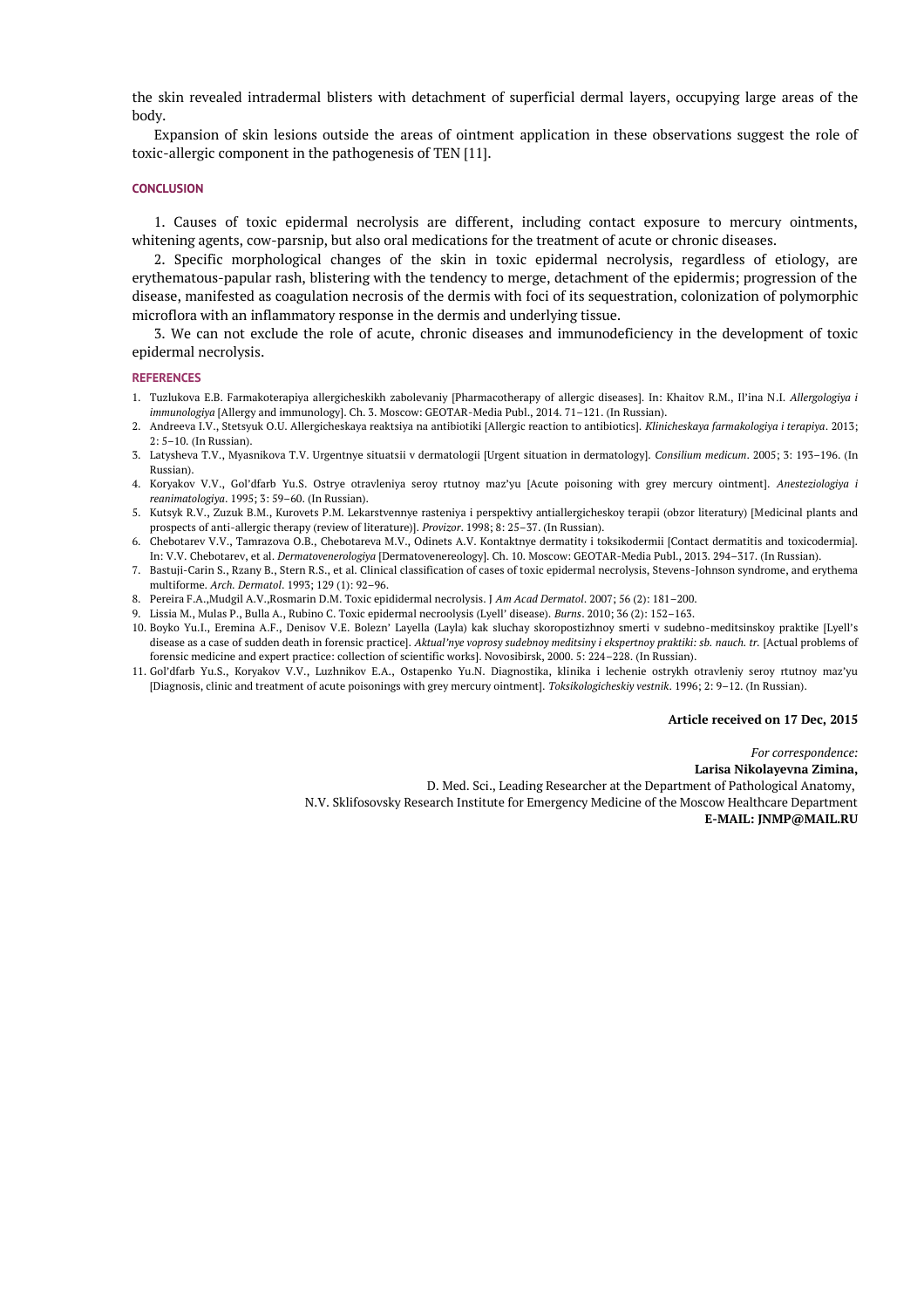the skin revealed intradermal blisters with detachment of superficial dermal layers, occupying large areas of the body.

Expansion of skin lesions outside the areas of ointment application in these observations suggest the role of toxic-allergic component in the pathogenesis of TEN [11].

## CONCLUSION

1. Causes of toxic epidermal necrolysis are different, including contact exposure to mercury ointments, whitening agents, cow-parsnip, but also oral medications for the treatment of acute or chronic diseases.

2. Specific morphological changes of the skin in toxic epidermal necrolysis, regardless of etiology, are erythematous-papular rash, blistering with the tendency to merge, detachment of the epidermis; progression of the disease, manifested as coagulation necrosis of the dermis with foci of its sequestration, colonization of polymorphic microflora with an inflammatory response in the dermis and underlying tissue.

3. We can not exclude the role of acute, chronic diseases and immunodeficiency in the development of toxic epidermal necrolysis.

## REFERENCES

1. Tuzlukova E.B. Farmakoterapiya allergicheskikh zabolevaniy [Pharmacotherapy of allergic diseases]. In: Khaitov R.M., Il'ina N.I. *Allergologiya i immunologiya* [Allergy and immunology]. Ch. 3. Moscow: GEOTAR-Media Publ., 2014. 71–121. (In Russian).
2. Andreeva I.V., Stetsyuk O.U. Allergicheskaya reaktsiya na antibiotiki [Allergic reaction to antibiotics]. *Klinicheskaya farmakologiya i terapiya*. 2013; 2: 5–10. (In Russian).
3. Latysheva T.V., Myasnikova T.V. Urgentnye situatsii v dermatologii [Urgent situation in dermatology]. *Consilium medicum*. 2005; 3: 193–196. (In Russian).
4. Koryakov V.V., Gol'dfarb Yu.S. Ostrye otravleniya seroy rtutnoy maz'yu [Acute poisoning with grey mercury ointment]. *Anesteziologiya i reanimatologiya*. 1995; 3: 59–60. (In Russian).
5. Kutsyk R.V., Zuzuk B.M., Kurovets P.M. Lekarstvennye rasteniya i perspektivy antiallergicheskoy terapii (obzor literatury) [Medicinal plants and prospects of anti-allergic therapy (review of literature)]. *Provizor*. 1998; 8: 25–37. (In Russian).
6. Chebotarev V.V., Tamrazova O.B., Chebotareva M.V., Odinets A.V. Kontaktnye dermatity i toksikodermii [Contact dermatitis and toxicodermia]. In: V.V. Chebotarev, et al. *Dermatovenerologiya* [Dermatovenereology]. Ch. 10. Moscow: GEOTAR-Media Publ., 2013. 294–317. (In Russian).
7. Bastuji-Carin S., Rzany B., Stern R.S., et al. Clinical classification of cases of toxic epidermal necrolysis, Stevens-Johnson syndrome, and erythema multiforme. *Arch. Dermatol*. 1993; 129 (1): 92–96.
8. Pereira F.A.,Mudgil A.V.,Rosmarin D.M. Toxic epididermal necrolysis. *J Am Acad Dermatol*. 2007; 56 (2): 181–200.
9. Lissia M., Mulas P., Bulla A., Rubino C. Toxic epidermal necroolysis (Lyell' disease). *Burns*. 2010; 36 (2): 152–163.
10. Boyko Yu.I., Eremina A.F., Denisov V.E. Bolezn' Layella (Layla) kak sluchay skoropostizhnoy smerti v sudebno-meditsinskoy praktike [Lyell's disease as a case of sudden death in forensic practice]. *Aktual'nye voprosy sudebnoy meditsiny i ekspertnoy praktiki: sb. nauch. tr.* [Actual problems of forensic medicine and expert practice: collection of scientific works]. Novosibirsk, 2000. 5: 224–228. (In Russian).
11. Gol'dfarb Yu.S., Koryakov V.V., Luzhnikov E.A., Ostapenko Yu.N. Diagnostika, klinika i lechenie ostrykh otravleniy seroy rtutnoy maz'yu [Diagnosis, clinic and treatment of acute poisonings with grey mercury ointment]. *Toksikologicheskiy vestnik*. 1996; 2: 9–12. (In Russian).

**Article received on 17 Dec, 2015**

*For correspondence:*

**Larisa Nikolayevna Zimina,**

D. Med. Sci., Leading Researcher at the Department of Pathological Anatomy,

N.V. Sklifosovsky Research Institute for Emergency Medicine of the Moscow Healthcare Department

**E-MAIL: JNMP@MAIL.RU**